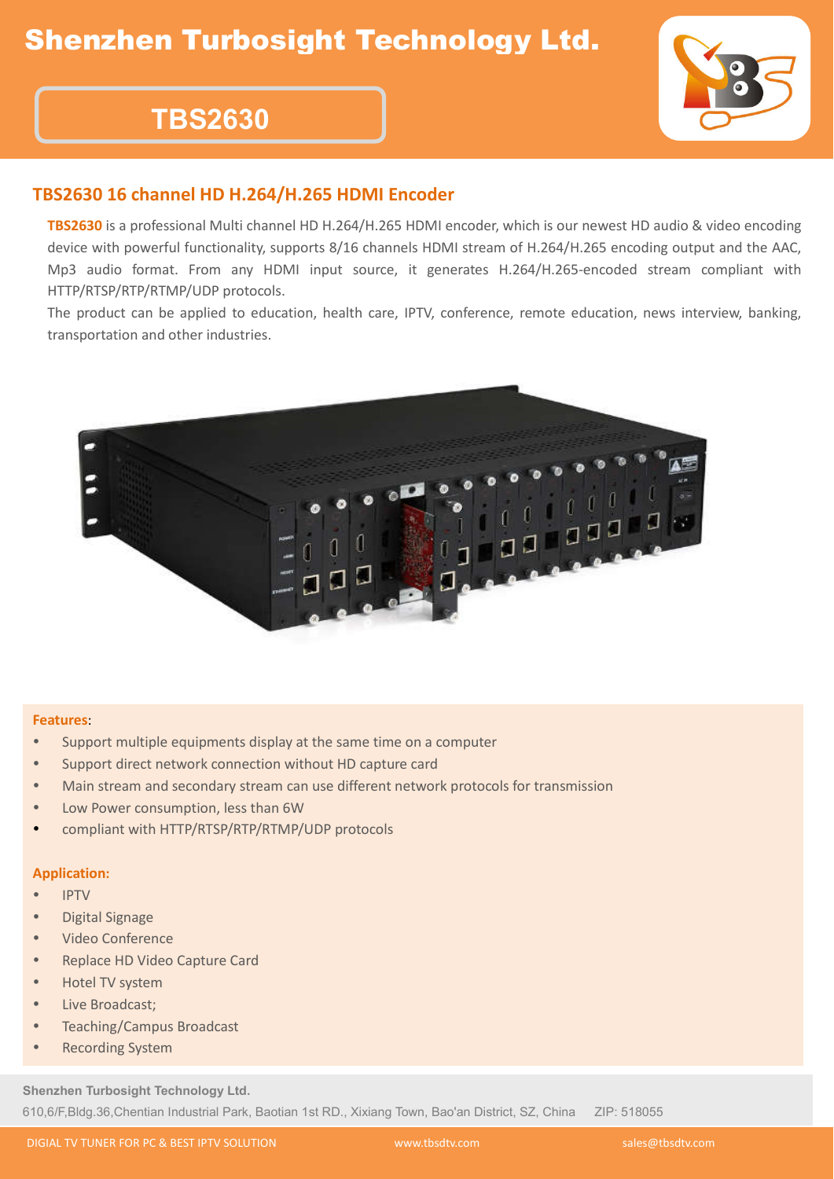# Shenzhen Turbosight Technology Ltd.

## TBS2630

### TBS2630 16 channel HD H.264/H.265 HDMI Encoder

**TBS2630** is a professional Multi channel HD H.264/H.265 HDMI encoder, which is our newest HD audio & video encoding device with powerful functionality, supports 8/16 channels HDMI stream of H.264/H.265 encoding output and the AAC, Mp3 audio format. From any HDMI input source, it generates H.264/H.265-encoded stream compliant with HTTP/RTSP/RTP/RTMP/UDP protocols.

The product can be applied to education, health care, IPTV, conference, remote education, news interview, banking, transportation and other industries.

**Features**:

- Support multiple equipments display at the same time on a computer
- Support direct network connection without HD capture card
- Main stream and secondary stream can use different network protocols for transmission
- Low Power consumption, less than 6W
- compliant with HTTP/RTSP/RTP/RTMP/UDP protocols

**Application:**

- IPTV
- Digital Signage
- Video Conference
- Replace HD Video Capture Card
- Hotel TV system
- Live Broadcast;
- Teaching/Campus Broadcast
- Recording System

**Shenzhen Turbosight Technology Ltd.**

610,6/F,Bldg.36,Chentian Industrial Park, Baotian 1st RD., Xixiang Town, Bao'an District, SZ, China ZIP: 518055

DIGIAL TV TUNER FOR PC & BEST IPTV SOLUTION www.tbsdtv.com sales@tbsdtv.com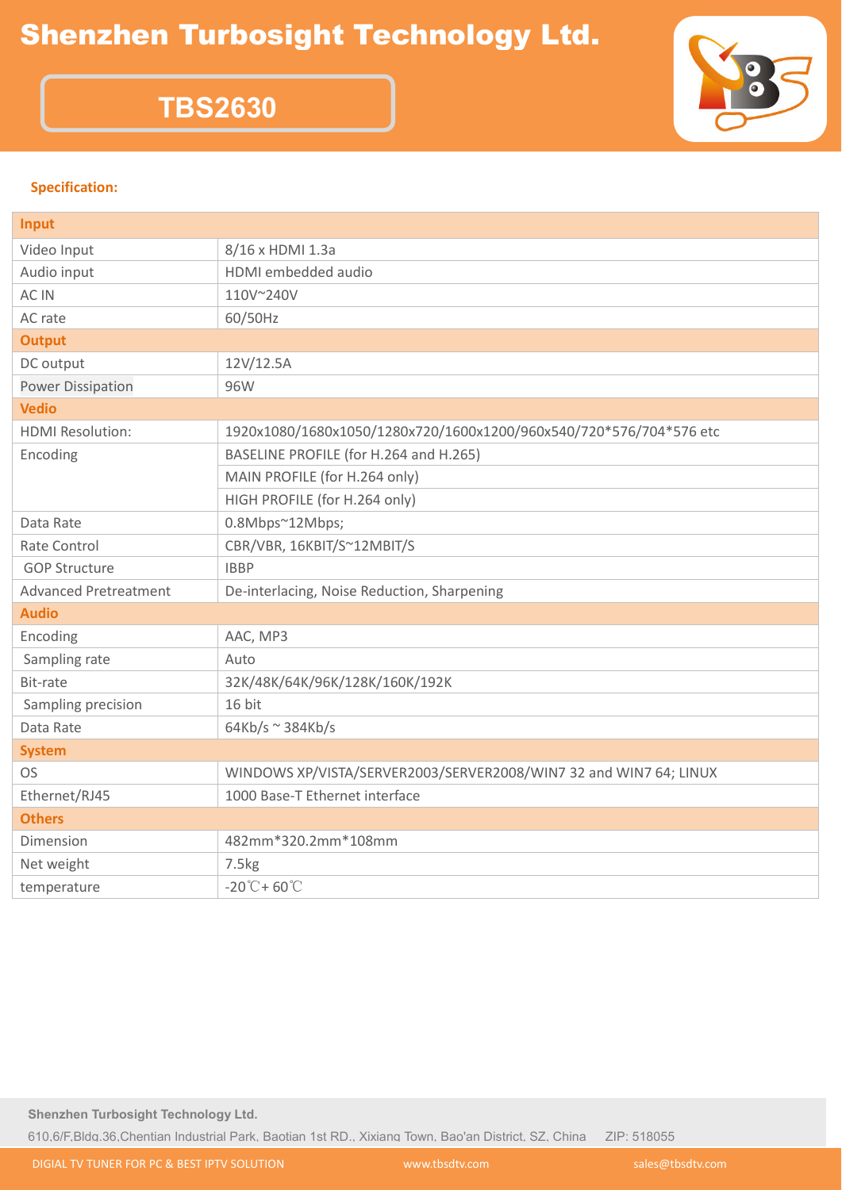# Shenzhen Turbosight Technology Ltd.

## TBS2630

**Specification:**

| | |
|---|---|
| **Input** | |
| Video Input | 8/16 x HDMI 1.3a |
| Audio input | HDMI embedded audio |
| AC IN | 110V~240V |
| AC rate | 60/50Hz |
| **Output** | |
| DC output | 12V/12.5A |
| Power Dissipation | 96W |
| **Vedio** | |
| HDMI Resolution: | 1920x1080/1680x1050/1280x720/1600x1200/960x540/720*576/704*576 etc |
| Encoding | BASELINE PROFILE (for H.264 and H.265) |
| | MAIN PROFILE (for H.264 only) |
| | HIGH PROFILE (for H.264 only) |
| Data Rate | 0.8Mbps~12Mbps; |
| Rate Control | CBR/VBR, 16KBIT/S~12MBIT/S |
| GOP Structure | IBBP |
| Advanced Pretreatment | De-interlacing, Noise Reduction, Sharpening |
| **Audio** | |
| Encoding | AAC, MP3 |
| Sampling rate | Auto |
| Bit-rate | 32K/48K/64K/96K/128K/160K/192K |
| Sampling precision | 16 bit |
| Data Rate | 64Kb/s ~ 384Kb/s |
| **System** | |
| OS | WINDOWS XP/VISTA/SERVER2003/SERVER2008/WIN7 32 and WIN7 64; LINUX |
| Ethernet/RJ45 | 1000 Base-T Ethernet interface |
| **Others** | |
| Dimension | 482mm*320.2mm*108mm |
| Net weight | 7.5kg |
| temperature | -20℃+ 60℃ |

**Shenzhen Turbosight Technology Ltd.**

610,6/F,Bldg.36,Chentian Industrial Park, Baotian 1st RD., Xixiang Town, Bao'an District, SZ, China ZIP: 518055

DIGIAL TV TUNER FOR PC & BEST IPTV SOLUTION www.tbsdtv.com sales@tbsdtv.com